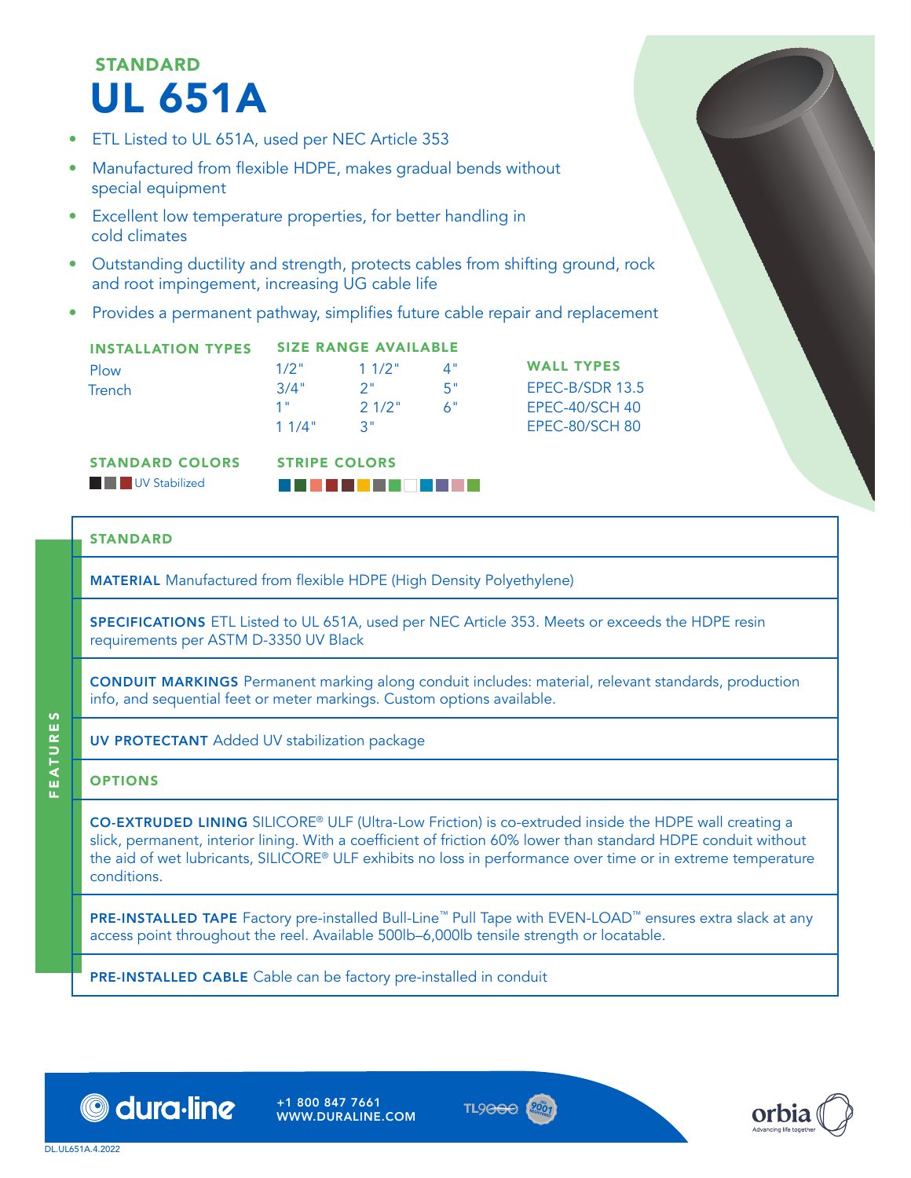## STANDARD

# UL 651A

- ETL Listed to UL 651A, used per NEC Article 353
- Manufactured from flexible HDPE, makes gradual bends without special equipment
- Excellent low temperature properties, for better handling in cold climates
- Outstanding ductility and strength, protects cables from shifting ground, rock and root impingement, increasing UG cable life
- Provides a permanent pathway, simplifies future cable repair and replacement

**INSTALLATION TYPES**

Plow
Trench

**SIZE RANGE AVAILABLE**

| | | |
|---|---|---|
| 1/2" | 1 1/2" | 4" |
| 3/4" | 2" | 5" |
| 1" | 2 1/2" | 6" |
| 1 1/4" | 3" | |

**WALL TYPES**

EPEC-B/SDR 13.5
EPEC-40/SCH 40
EPEC-80/SCH 80

**STANDARD COLORS**

UV Stabilized

**STRIPE COLORS**

## FEATURES

### STANDARD

**MATERIAL** Manufactured from flexible HDPE (High Density Polyethylene)

**SPECIFICATIONS** ETL Listed to UL 651A, used per NEC Article 353. Meets or exceeds the HDPE resin requirements per ASTM D-3350 UV Black

**CONDUIT MARKINGS** Permanent marking along conduit includes: material, relevant standards, production info, and sequential feet or meter markings. Custom options available.

**UV PROTECTANT** Added UV stabilization package

### OPTIONS

**CO-EXTRUDED LINING** SILICORE® ULF (Ultra-Low Friction) is co-extruded inside the HDPE wall creating a slick, permanent, interior lining. With a coefficient of friction 60% lower than standard HDPE conduit without the aid of wet lubricants, SILICORE® ULF exhibits no loss in performance over time or in extreme temperature conditions.

**PRE-INSTALLED TAPE** Factory pre-installed Bull-Line™ Pull Tape with EVEN-LOAD™ ensures extra slack at any access point throughout the reel. Available 500lb–6,000lb tensile strength or locatable.

**PRE-INSTALLED CABLE** Cable can be factory pre-installed in conduit

dura·line +1 800 847 7661 WWW.DURALINE.COM

TL9000

orbia Advancing life together

DL.UL651A.4.2022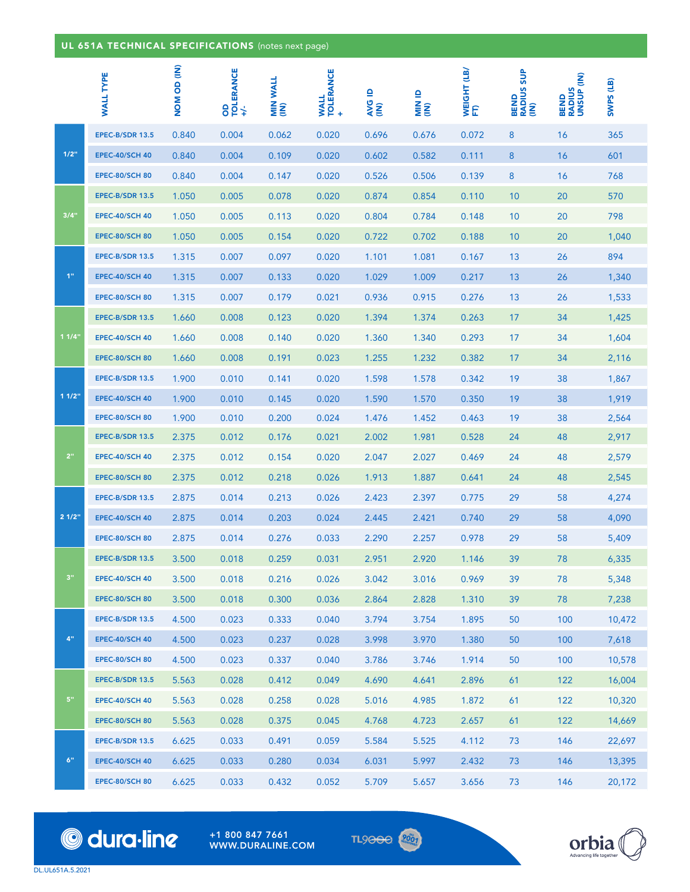## UL 651A TECHNICAL SPECIFICATIONS (notes next page)

| | WALL TYPE | NOM OD (IN) | OD TOLERANCE +/- | MIN WALL (IN) | WALL TOLERANCE + | AVG ID (IN) | MIN ID (IN) | WEIGHT (LB/FT) | BEND RADIUS SUP (IN) | BEND RADIUS UNSUP (IN) | SWPS (LB) |
|---|---|---|---|---|---|---|---|---|---|---|---|
| 1/2" | EPEC-B/SDR 13.5 | 0.840 | 0.004 | 0.062 | 0.020 | 0.696 | 0.676 | 0.072 | 8 | 16 | 365 |
| | EPEC-40/SCH 40 | 0.840 | 0.004 | 0.109 | 0.020 | 0.602 | 0.582 | 0.111 | 8 | 16 | 601 |
| | EPEC-80/SCH 80 | 0.840 | 0.004 | 0.147 | 0.020 | 0.526 | 0.506 | 0.139 | 8 | 16 | 768 |
| 3/4" | EPEC-B/SDR 13.5 | 1.050 | 0.005 | 0.078 | 0.020 | 0.874 | 0.854 | 0.110 | 10 | 20 | 570 |
| | EPEC-40/SCH 40 | 1.050 | 0.005 | 0.113 | 0.020 | 0.804 | 0.784 | 0.148 | 10 | 20 | 798 |
| | EPEC-80/SCH 80 | 1.050 | 0.005 | 0.154 | 0.020 | 0.722 | 0.702 | 0.188 | 10 | 20 | 1,040 |
| 1" | EPEC-B/SDR 13.5 | 1.315 | 0.007 | 0.097 | 0.020 | 1.101 | 1.081 | 0.167 | 13 | 26 | 894 |
| | EPEC-40/SCH 40 | 1.315 | 0.007 | 0.133 | 0.020 | 1.029 | 1.009 | 0.217 | 13 | 26 | 1,340 |
| | EPEC-80/SCH 80 | 1.315 | 0.007 | 0.179 | 0.021 | 0.936 | 0.915 | 0.276 | 13 | 26 | 1,533 |
| 1 1/4" | EPEC-B/SDR 13.5 | 1.660 | 0.008 | 0.123 | 0.020 | 1.394 | 1.374 | 0.263 | 17 | 34 | 1,425 |
| | EPEC-40/SCH 40 | 1.660 | 0.008 | 0.140 | 0.020 | 1.360 | 1.340 | 0.293 | 17 | 34 | 1,604 |
| | EPEC-80/SCH 80 | 1.660 | 0.008 | 0.191 | 0.023 | 1.255 | 1.232 | 0.382 | 17 | 34 | 2,116 |
| 1 1/2" | EPEC-B/SDR 13.5 | 1.900 | 0.010 | 0.141 | 0.020 | 1.598 | 1.578 | 0.342 | 19 | 38 | 1,867 |
| | EPEC-40/SCH 40 | 1.900 | 0.010 | 0.145 | 0.020 | 1.590 | 1.570 | 0.350 | 19 | 38 | 1,919 |
| | EPEC-80/SCH 80 | 1.900 | 0.010 | 0.200 | 0.024 | 1.476 | 1.452 | 0.463 | 19 | 38 | 2,564 |
| 2" | EPEC-B/SDR 13.5 | 2.375 | 0.012 | 0.176 | 0.021 | 2.002 | 1.981 | 0.528 | 24 | 48 | 2,917 |
| | EPEC-40/SCH 40 | 2.375 | 0.012 | 0.154 | 0.020 | 2.047 | 2.027 | 0.469 | 24 | 48 | 2,579 |
| | EPEC-80/SCH 80 | 2.375 | 0.012 | 0.218 | 0.026 | 1.913 | 1.887 | 0.641 | 24 | 48 | 2,545 |
| 2 1/2" | EPEC-B/SDR 13.5 | 2.875 | 0.014 | 0.213 | 0.026 | 2.423 | 2.397 | 0.775 | 29 | 58 | 4,274 |
| | EPEC-40/SCH 40 | 2.875 | 0.014 | 0.203 | 0.024 | 2.445 | 2.421 | 0.740 | 29 | 58 | 4,090 |
| | EPEC-80/SCH 80 | 2.875 | 0.014 | 0.276 | 0.033 | 2.290 | 2.257 | 0.978 | 29 | 58 | 5,409 |
| 3" | EPEC-B/SDR 13.5 | 3.500 | 0.018 | 0.259 | 0.031 | 2.951 | 2.920 | 1.146 | 39 | 78 | 6,335 |
| | EPEC-40/SCH 40 | 3.500 | 0.018 | 0.216 | 0.026 | 3.042 | 3.016 | 0.969 | 39 | 78 | 5,348 |
| | EPEC-80/SCH 80 | 3.500 | 0.018 | 0.300 | 0.036 | 2.864 | 2.828 | 1.310 | 39 | 78 | 7,238 |
| 4" | EPEC-B/SDR 13.5 | 4.500 | 0.023 | 0.333 | 0.040 | 3.794 | 3.754 | 1.895 | 50 | 100 | 10,472 |
| | EPEC-40/SCH 40 | 4.500 | 0.023 | 0.237 | 0.028 | 3.998 | 3.970 | 1.380 | 50 | 100 | 7,618 |
| | EPEC-80/SCH 80 | 4.500 | 0.023 | 0.337 | 0.040 | 3.786 | 3.746 | 1.914 | 50 | 100 | 10,578 |
| 5" | EPEC-B/SDR 13.5 | 5.563 | 0.028 | 0.412 | 0.049 | 4.690 | 4.641 | 2.896 | 61 | 122 | 16,004 |
| | EPEC-40/SCH 40 | 5.563 | 0.028 | 0.258 | 0.028 | 5.016 | 4.985 | 1.872 | 61 | 122 | 10,320 |
| | EPEC-80/SCH 80 | 5.563 | 0.028 | 0.375 | 0.045 | 4.768 | 4.723 | 2.657 | 61 | 122 | 14,669 |
| 6" | EPEC-B/SDR 13.5 | 6.625 | 0.033 | 0.491 | 0.059 | 5.584 | 5.525 | 4.112 | 73 | 146 | 22,697 |
| | EPEC-40/SCH 40 | 6.625 | 0.033 | 0.280 | 0.034 | 6.031 | 5.997 | 2.432 | 73 | 146 | 13,395 |
| | EPEC-80/SCH 80 | 6.625 | 0.033 | 0.432 | 0.052 | 5.709 | 5.657 | 3.656 | 73 | 146 | 20,172 |

dura·line +1 800 847 7661 WWW.DURALINE.COM

TL9000 ISO 9001

orbia Advancing life together

DL.UL651A.5.2021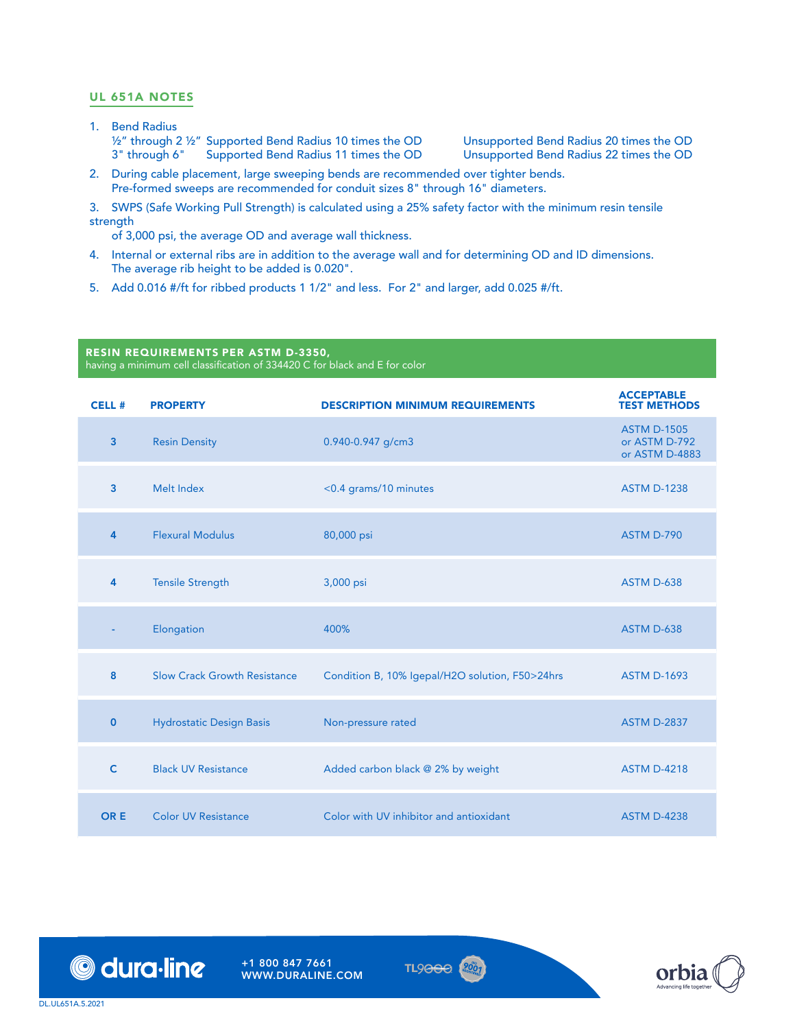## UL 651A NOTES

1. Bend Radius
   ½" through 2 ½" Supported Bend Radius 10 times the OD  Unsupported Bend Radius 20 times the OD
   3" through 6" Supported Bend Radius 11 times the OD  Unsupported Bend Radius 22 times the OD
2. During cable placement, large sweeping bends are recommended over tighter bends.
   Pre-formed sweeps are recommended for conduit sizes 8" through 16" diameters.
3. SWPS (Safe Working Pull Strength) is calculated using a 25% safety factor with the minimum resin tensile strength of 3,000 psi, the average OD and average wall thickness.
4. Internal or external ribs are in addition to the average wall and for determining OD and ID dimensions.
   The average rib height to be added is 0.020".
5. Add 0.016 #/ft for ribbed products 1 1/2" and less. For 2" and larger, add 0.025 #/ft.

## RESIN REQUIREMENTS PER ASTM D-3350,

having a minimum cell classification of 334420 C for black and E for color

| CELL # | PROPERTY | DESCRIPTION MINIMUM REQUIREMENTS | ACCEPTABLE TEST METHODS |
|---|---|---|---|
| 3 | Resin Density | 0.940-0.947 g/cm3 | ASTM D-1505 or ASTM D-792 or ASTM D-4883 |
| 3 | Melt Index | <0.4 grams/10 minutes | ASTM D-1238 |
| 4 | Flexural Modulus | 80,000 psi | ASTM D-790 |
| 4 | Tensile Strength | 3,000 psi | ASTM D-638 |
| - | Elongation | 400% | ASTM D-638 |
| 8 | Slow Crack Growth Resistance | Condition B, 10% Igepal/H2O solution, F50>24hrs | ASTM D-1693 |
| 0 | Hydrostatic Design Basis | Non-pressure rated | ASTM D-2837 |
| C | Black UV Resistance | Added carbon black @ 2% by weight | ASTM D-4218 |
| OR E | Color UV Resistance | Color with UV inhibitor and antioxidant | ASTM D-4238 |

dura·line

+1 800 847 7661
WWW.DURALINE.COM

orbia
Advancing life together

DL.UL651A.5.2021